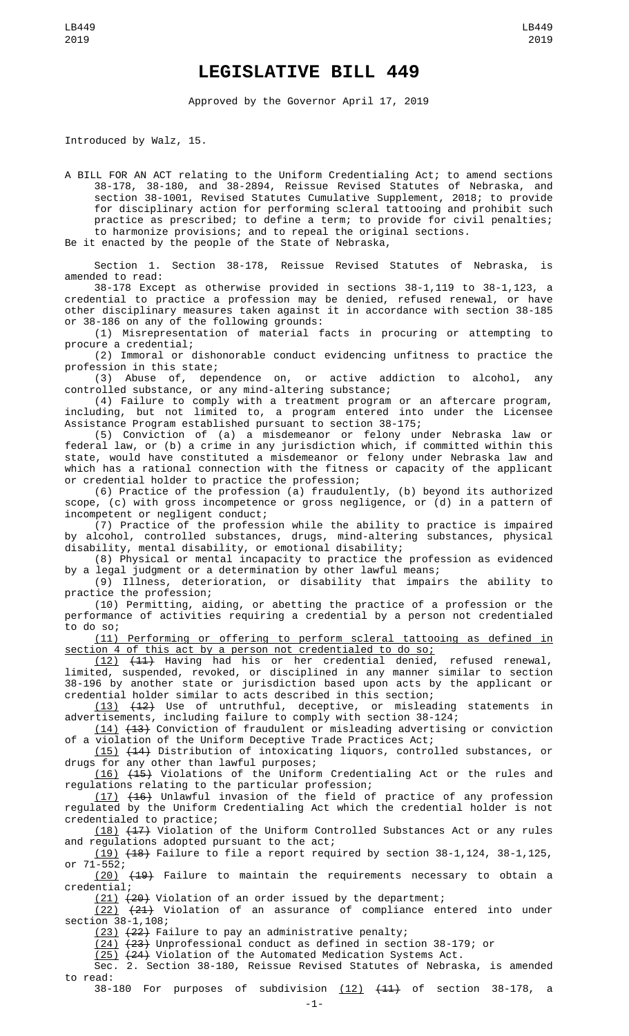# LEGISLATIVE BILL 449

Approved by the Governor April 17, 2019

Introduced by Walz, 15.

A BILL FOR AN ACT relating to the Uniform Credentialing Act; to amend sections 38-178, 38-180, and 38-2894, Reissue Revised Statutes of Nebraska, and section 38-1001, Revised Statutes Cumulative Supplement, 2018; to provide for disciplinary action for performing scleral tattooing and prohibit such practice as prescribed; to define a term; to provide for civil penalties; to harmonize provisions; and to repeal the original sections.

Be it enacted by the people of the State of Nebraska,

Section 1. Section 38-178, Reissue Revised Statutes of Nebraska, is amended to read:

38-178 Except as otherwise provided in sections 38-1,119 to 38-1,123, a credential to practice a profession may be denied, refused renewal, or have other disciplinary measures taken against it in accordance with section 38-185 or 38-186 on any of the following grounds:

(1) Misrepresentation of material facts in procuring or attempting to procure a credential;

(2) Immoral or dishonorable conduct evidencing unfitness to practice the profession in this state;

(3) Abuse of, dependence on, or active addiction to alcohol, any controlled substance, or any mind-altering substance;

(4) Failure to comply with a treatment program or an aftercare program, including, but not limited to, a program entered into under the Licensee Assistance Program established pursuant to section 38-175;

(5) Conviction of (a) a misdemeanor or felony under Nebraska law or federal law, or (b) a crime in any jurisdiction which, if committed within this state, would have constituted a misdemeanor or felony under Nebraska law and which has a rational connection with the fitness or capacity of the applicant or credential holder to practice the profession;

(6) Practice of the profession (a) fraudulently, (b) beyond its authorized scope, (c) with gross incompetence or gross negligence, or (d) in a pattern of incompetent or negligent conduct;

(7) Practice of the profession while the ability to practice is impaired by alcohol, controlled substances, drugs, mind-altering substances, physical disability, mental disability, or emotional disability;

(8) Physical or mental incapacity to practice the profession as evidenced by a legal judgment or a determination by other lawful means;

(9) Illness, deterioration, or disability that impairs the ability to practice the profession;

(10) Permitting, aiding, or abetting the practice of a profession or the performance of activities requiring a credential by a person not credentialed to do so;

(11) Performing or offering to perform scleral tattooing as defined in section 4 of this act by a person not credentialed to do so;

(12) ~~(11)~~ Having had his or her credential denied, refused renewal, limited, suspended, revoked, or disciplined in any manner similar to section 38-196 by another state or jurisdiction based upon acts by the applicant or credential holder similar to acts described in this section;

(13) ~~(12)~~ Use of untruthful, deceptive, or misleading statements in advertisements, including failure to comply with section 38-124;

(14) ~~(13)~~ Conviction of fraudulent or misleading advertising or conviction of a violation of the Uniform Deceptive Trade Practices Act;

(15) ~~(14)~~ Distribution of intoxicating liquors, controlled substances, or drugs for any other than lawful purposes;

(16) ~~(15)~~ Violations of the Uniform Credentialing Act or the rules and regulations relating to the particular profession;

(17) ~~(16)~~ Unlawful invasion of the field of practice of any profession regulated by the Uniform Credentialing Act which the credential holder is not credentialed to practice;

(18) ~~(17)~~ Violation of the Uniform Controlled Substances Act or any rules and regulations adopted pursuant to the act;

(19) ~~(18)~~ Failure to file a report required by section 38-1,124, 38-1,125, or 71-552;

(20) ~~(19)~~ Failure to maintain the requirements necessary to obtain a credential;

(21) ~~(20)~~ Violation of an order issued by the department;

(22) ~~(21)~~ Violation of an assurance of compliance entered into under section 38-1,108;

(23) ~~(22)~~ Failure to pay an administrative penalty;

(24) ~~(23)~~ Unprofessional conduct as defined in section 38-179; or

(25) ~~(24)~~ Violation of the Automated Medication Systems Act.

Sec. 2. Section 38-180, Reissue Revised Statutes of Nebraska, is amended to read:

38-180 For purposes of subdivision (12) ~~(11)~~ of section 38-178, a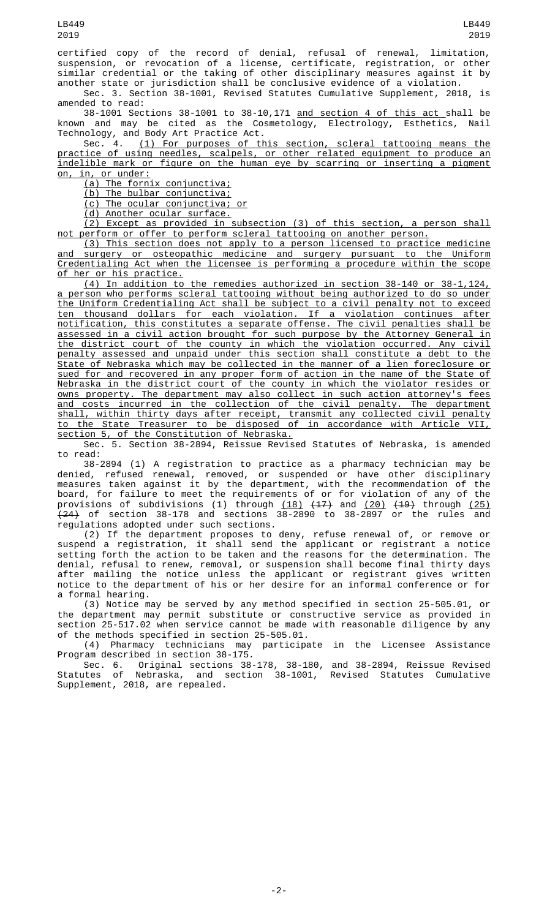certified copy of the record of denial, refusal of renewal, limitation, suspension, or revocation of a license, certificate, registration, or other similar credential or the taking of other disciplinary measures against it by another state or jurisdiction shall be conclusive evidence of a violation.

Sec. 3. Section 38-1001, Revised Statutes Cumulative Supplement, 2018, is amended to read:

38-1001 Sections 38-1001 to 38-10,171 and section 4 of this act shall be known and may be cited as the Cosmetology, Electrology, Esthetics, Nail Technology, and Body Art Practice Act.

Sec. 4. (1) For purposes of this section, scleral tattooing means the practice of using needles, scalpels, or other related equipment to produce an indelible mark or figure on the human eye by scarring or inserting a pigment on, in, or under:

(a) The fornix conjunctiva;

(b) The bulbar conjunctiva;

(c) The ocular conjunctiva; or

(d) Another ocular surface.

(2) Except as provided in subsection (3) of this section, a person shall not perform or offer to perform scleral tattooing on another person.

(3) This section does not apply to a person licensed to practice medicine and surgery or osteopathic medicine and surgery pursuant to the Uniform Credentialing Act when the licensee is performing a procedure within the scope of her or his practice.

(4) In addition to the remedies authorized in section 38-140 or 38-1,124, a person who performs scleral tattooing without being authorized to do so under the Uniform Credentialing Act shall be subject to a civil penalty not to exceed ten thousand dollars for each violation. If a violation continues after notification, this constitutes a separate offense. The civil penalties shall be assessed in a civil action brought for such purpose by the Attorney General in the district court of the county in which the violation occurred. Any civil penalty assessed and unpaid under this section shall constitute a debt to the State of Nebraska which may be collected in the manner of a lien foreclosure or sued for and recovered in any proper form of action in the name of the State of Nebraska in the district court of the county in which the violator resides or owns property. The department may also collect in such action attorney's fees and costs incurred in the collection of the civil penalty. The department shall, within thirty days after receipt, transmit any collected civil penalty to the State Treasurer to be disposed of in accordance with Article VII, section 5, of the Constitution of Nebraska.

Sec. 5. Section 38-2894, Reissue Revised Statutes of Nebraska, is amended to read:

38-2894 (1) A registration to practice as a pharmacy technician may be denied, refused renewal, removed, or suspended or have other disciplinary measures taken against it by the department, with the recommendation of the board, for failure to meet the requirements of or for violation of any of the provisions of subdivisions (1) through (18) ~~(17)~~ and (20) ~~(19)~~ through (25) ~~(24)~~ of section 38-178 and sections 38-2890 to 38-2897 or the rules and regulations adopted under such sections.

(2) If the department proposes to deny, refuse renewal of, or remove or suspend a registration, it shall send the applicant or registrant a notice setting forth the action to be taken and the reasons for the determination. The denial, refusal to renew, removal, or suspension shall become final thirty days after mailing the notice unless the applicant or registrant gives written notice to the department of his or her desire for an informal conference or for a formal hearing.

(3) Notice may be served by any method specified in section 25-505.01, or the department may permit substitute or constructive service as provided in section 25-517.02 when service cannot be made with reasonable diligence by any of the methods specified in section 25-505.01.

(4) Pharmacy technicians may participate in the Licensee Assistance Program described in section 38-175.

Sec. 6. Original sections 38-178, 38-180, and 38-2894, Reissue Revised Statutes of Nebraska, and section 38-1001, Revised Statutes Cumulative Supplement, 2018, are repealed.